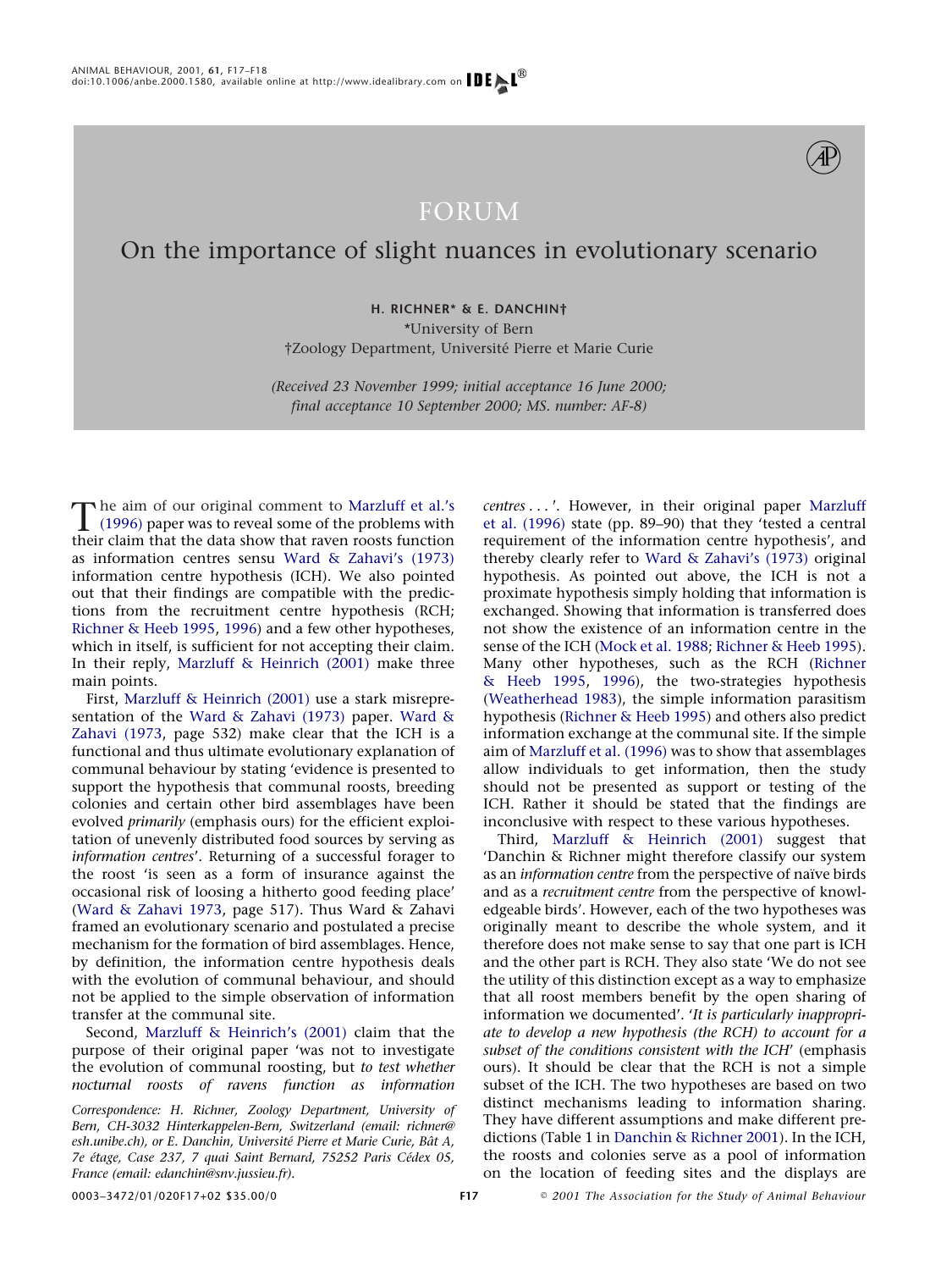FORUM

# On the importance of slight nuances in evolutionary scenario

**H. RICHNER* & E. DANCHIN†**

*University of Bern

†Zoology Department, Université Pierre et Marie Curie

*(Received 23 November 1999; initial acceptance 16 June 2000; final acceptance 10 September 2000; MS. number: AF-8)*

The aim of our original comment to Marzluff et al.'s (1996) paper was to reveal some of the problems with their claim that the data show that raven roosts function as information centres sensu Ward & Zahavi's (1973) information centre hypothesis (ICH). We also pointed out that their findings are compatible with the predictions from the recruitment centre hypothesis (RCH; Richner & Heeb 1995, 1996) and a few other hypotheses, which in itself, is sufficient for not accepting their claim. In their reply, Marzluff & Heinrich (2001) make three main points.

First, Marzluff & Heinrich (2001) use a stark misrepresentation of the Ward & Zahavi (1973) paper. Ward & Zahavi (1973, page 532) make clear that the ICH is a functional and thus ultimate evolutionary explanation of communal behaviour by stating 'evidence is presented to support the hypothesis that communal roosts, breeding colonies and certain other bird assemblages have been evolved *primarily* (emphasis ours) for the efficient exploitation of unevenly distributed food sources by serving as *information centres*'. Returning of a successful forager to the roost 'is seen as a form of insurance against the occasional risk of loosing a hitherto good feeding place' (Ward & Zahavi 1973, page 517). Thus Ward & Zahavi framed an evolutionary scenario and postulated a precise mechanism for the formation of bird assemblages. Hence, by definition, the information centre hypothesis deals with the evolution of communal behaviour, and should not be applied to the simple observation of information transfer at the communal site.

Second, Marzluff & Heinrich's (2001) claim that the purpose of their original paper 'was not to investigate the evolution of communal roosting, but *to test whether nocturnal roosts of ravens function as information centres . . .*'. However, in their original paper Marzluff et al. (1996) state (pp. 89–90) that they 'tested a central requirement of the information centre hypothesis', and thereby clearly refer to Ward & Zahavi's (1973) original hypothesis. As pointed out above, the ICH is not a proximate hypothesis simply holding that information is exchanged. Showing that information is transferred does not show the existence of an information centre in the sense of the ICH (Mock et al. 1988; Richner & Heeb 1995). Many other hypotheses, such as the RCH (Richner & Heeb 1995, 1996), the two-strategies hypothesis (Weatherhead 1983), the simple information parasitism hypothesis (Richner & Heeb 1995) and others also predict information exchange at the communal site. If the simple aim of Marzluff et al. (1996) was to show that assemblages allow individuals to get information, then the study should not be presented as support or testing of the ICH. Rather it should be stated that the findings are inconclusive with respect to these various hypotheses.

Third, Marzluff & Heinrich (2001) suggest that 'Danchin & Richner might therefore classify our system as an *information centre* from the perspective of naïve birds and as a *recruitment centre* from the perspective of knowledgeable birds'. However, each of the two hypotheses was originally meant to describe the whole system, and it therefore does not make sense to say that one part is ICH and the other part is RCH. They also state 'We do not see the utility of this distinction except as a way to emphasize that all roost members benefit by the open sharing of information we documented'. '*It is particularly inappropriate to develop a new hypothesis (the RCH) to account for a subset of the conditions consistent with the ICH*' (emphasis ours). It should be clear that the RCH is not a simple subset of the ICH. The two hypotheses are based on two distinct mechanisms leading to information sharing. They have different assumptions and make different predictions (Table 1 in Danchin & Richner 2001). In the ICH, the roosts and colonies serve as a pool of information on the location of feeding sites and the displays are

*Correspondence: H. Richner, Zoology Department, University of Bern, CH-3032 Hinterkappelen-Bern, Switzerland (email: richner@esh.unibe.ch), or E. Danchin, Université Pierre et Marie Curie, Bât A, 7e étage, Case 237, 7 quai Saint Bernard, 75252 Paris Cédex 05, France (email: edanchin@snv.jussieu.fr).*

0003–3472/01/020F17+02 $35.00/0 © 2001 The Association for the Study of Animal Behaviour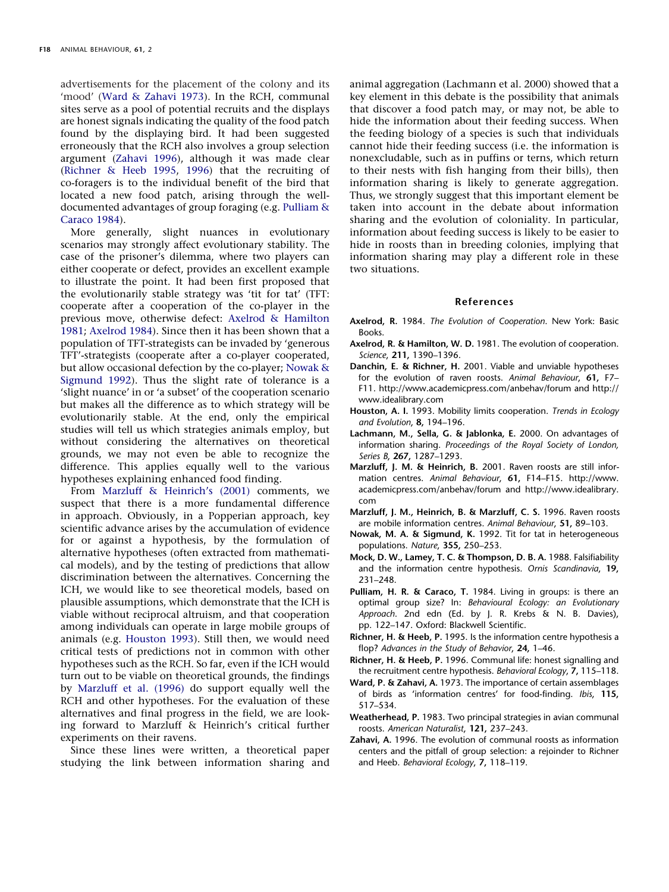advertisements for the placement of the colony and its 'mood' (Ward & Zahavi 1973). In the RCH, communal sites serve as a pool of potential recruits and the displays are honest signals indicating the quality of the food patch found by the displaying bird. It had been suggested erroneously that the RCH also involves a group selection argument (Zahavi 1996), although it was made clear (Richner & Heeb 1995, 1996) that the recruiting of co-foragers is to the individual benefit of the bird that located a new food patch, arising through the well-documented advantages of group foraging (e.g. Pulliam & Caraco 1984).

More generally, slight nuances in evolutionary scenarios may strongly affect evolutionary stability. The case of the prisoner's dilemma, where two players can either cooperate or defect, provides an excellent example to illustrate the point. It had been first proposed that the evolutionarily stable strategy was 'tit for tat' (TFT: cooperate after a cooperation of the co-player in the previous move, otherwise defect: Axelrod & Hamilton 1981; Axelrod 1984). Since then it has been shown that a population of TFT-strategists can be invaded by 'generous TFT'-strategists (cooperate after a co-player cooperated, but allow occasional defection by the co-player; Nowak & Sigmund 1992). Thus the slight rate of tolerance is a 'slight nuance' in or 'a subset' of the cooperation scenario but makes all the difference as to which strategy will be evolutionarily stable. At the end, only the empirical studies will tell us which strategies animals employ, but without considering the alternatives on theoretical grounds, we may not even be able to recognize the difference. This applies equally well to the various hypotheses explaining enhanced food finding.

From Marzluff & Heinrich's (2001) comments, we suspect that there is a more fundamental difference in approach. Obviously, in a Popperian approach, key scientific advance arises by the accumulation of evidence for or against a hypothesis, by the formulation of alternative hypotheses (often extracted from mathematical models), and by the testing of predictions that allow discrimination between the alternatives. Concerning the ICH, we would like to see theoretical models, based on plausible assumptions, which demonstrate that the ICH is viable without reciprocal altruism, and that cooperation among individuals can operate in large mobile groups of animals (e.g. Houston 1993). Still then, we would need critical tests of predictions not in common with other hypotheses such as the RCH. So far, even if the ICH would turn out to be viable on theoretical grounds, the findings by Marzluff et al. (1996) do support equally well the RCH and other hypotheses. For the evaluation of these alternatives and final progress in the field, we are looking forward to Marzluff & Heinrich's critical further experiments on their ravens.

Since these lines were written, a theoretical paper studying the link between information sharing and animal aggregation (Lachmann et al. 2000) showed that a key element in this debate is the possibility that animals that discover a food patch may, or may not, be able to hide the information about their feeding success. When the feeding biology of a species is such that individuals cannot hide their feeding success (i.e. the information is nonexcludable, such as in puffins or terns, which return to their nests with fish hanging from their bills), then information sharing is likely to generate aggregation. Thus, we strongly suggest that this important element be taken into account in the debate about information sharing and the evolution of coloniality. In particular, information about feeding success is likely to be easier to hide in roosts than in breeding colonies, implying that information sharing may play a different role in these two situations.

## References

**Axelrod, R.** 1984. *The Evolution of Cooperation*. New York: Basic Books.

**Axelrod, R. & Hamilton, W. D.** 1981. The evolution of cooperation. *Science*, **211**, 1390–1396.

**Danchin, E. & Richner, H.** 2001. Viable and unviable hypotheses for the evolution of raven roosts. *Animal Behaviour*, **61,** F7–F11. http://www.academicpress.com/anbehav/forum and http://www.idealibrary.com

**Houston, A. I.** 1993. Mobility limits cooperation. *Trends in Ecology and Evolution*, **8**, 194–196.

**Lachmann, M., Sella, G. & Jablonka, E.** 2000. On advantages of information sharing. *Proceedings of the Royal Society of London, Series B*, **267**, 1287–1293.

**Marzluff, J. M. & Heinrich, B.** 2001. Raven roosts are still information centres. *Animal Behaviour*, **61,** F14–F15. http://www.academicpress.com/anbehav/forum and http://www.idealibrary.com

**Marzluff, J. M., Heinrich, B. & Marzluff, C. S.** 1996. Raven roosts are mobile information centres. *Animal Behaviour*, **51,** 89–103.

**Nowak, M. A. & Sigmund, K.** 1992. Tit for tat in heterogeneous populations. *Nature*, **355,** 250–253.

**Mock, D. W., Lamey, T. C. & Thompson, D. B. A.** 1988. Falsifiability and the information centre hypothesis. *Ornis Scandinavia*, **19,** 231–248.

**Pulliam, H. R. & Caraco, T.** 1984. Living in groups: is there an optimal group size? In: *Behavioural Ecology: an Evolutionary Approach*. 2nd edn (Ed. by J. R. Krebs & N. B. Davies), pp. 122–147. Oxford: Blackwell Scientific.

**Richner, H. & Heeb, P.** 1995. Is the information centre hypothesis a flop? *Advances in the Study of Behavior*, **24,** 1–46.

**Richner, H. & Heeb, P.** 1996. Communal life: honest signalling and the recruitment centre hypothesis. *Behavioral Ecology*, **7,** 115–118.

**Ward, P. & Zahavi, A.** 1973. The importance of certain assemblages of birds as 'information centres' for food-finding. *Ibis*, **115,** 517–534.

**Weatherhead, P.** 1983. Two principal strategies in avian communal roosts. *American Naturalist*, **121,** 237–243.

**Zahavi, A.** 1996. The evolution of communal roosts as information centers and the pitfall of group selection: a rejoinder to Richner and Heeb. *Behavioral Ecology*, **7,** 118–119.